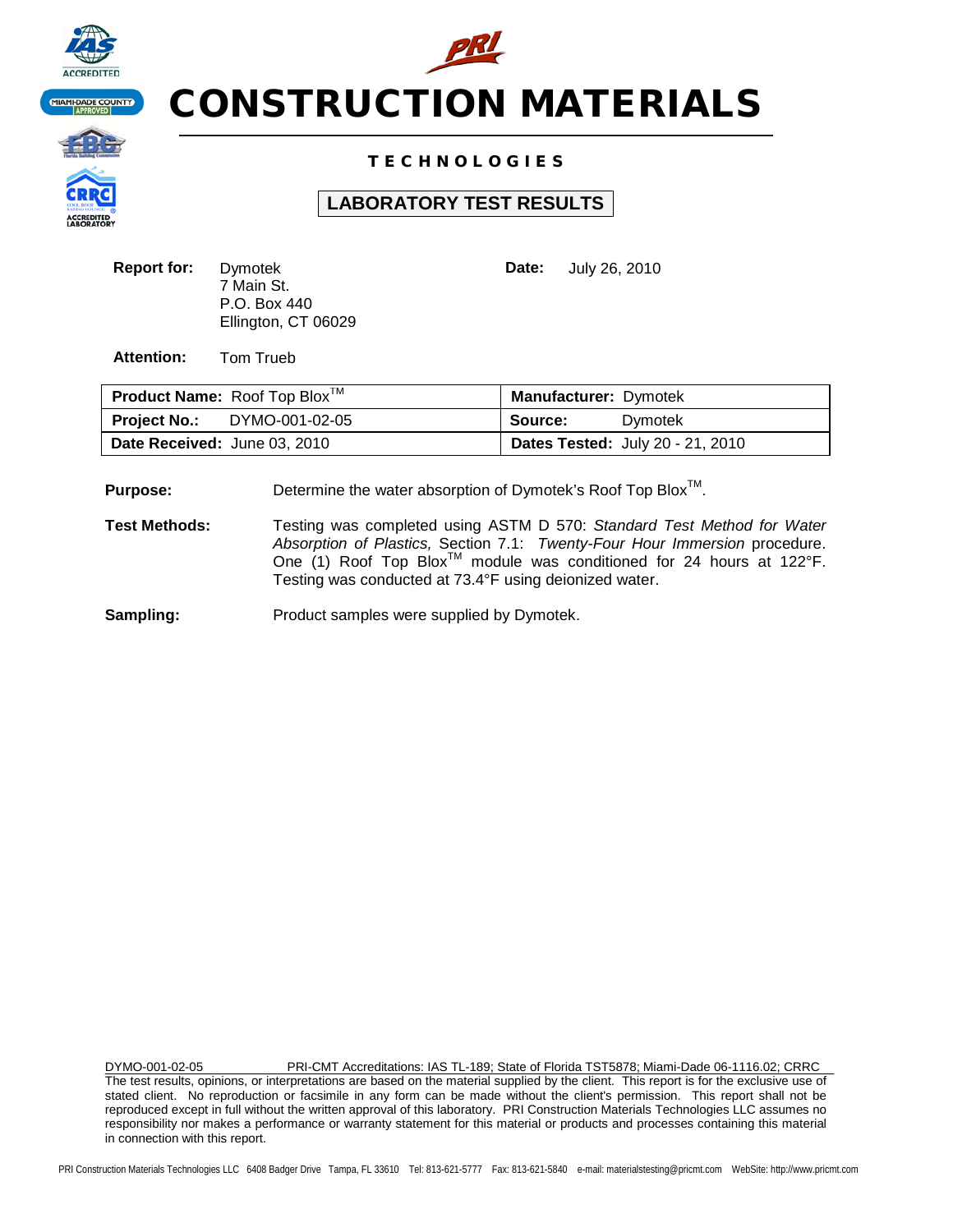# CONSTRUCTION MATERIALS

### TECHNOLOGIES

## LABORATORY TEST RESULTS

**Report for:** Dymotek
7 Main St.
P.O. Box 440
Ellington, CT 06029

**Date:** July 26, 2010

**Attention:** Tom Trueb

| **Product Name:** Roof Top Blox™ | **Manufacturer:** Dymotek |
|---|---|
| **Project No.:** DYMO-001-02-05 | **Source:** Dymotek |
| **Date Received:** June 03, 2010 | **Dates Tested:** July 20 - 21, 2010 |

**Purpose:** Determine the water absorption of Dymotek's Roof Top Blox™.

**Test Methods:** Testing was completed using ASTM D 570: *Standard Test Method for Water Absorption of Plastics,* Section 7.1: *Twenty-Four Hour Immersion* procedure. One (1) Roof Top Blox™ module was conditioned for 24 hours at 122°F. Testing was conducted at 73.4°F using deionized water.

**Sampling:** Product samples were supplied by Dymotek.

DYMO-001-02-05 PRI-CMT Accreditations: IAS TL-189; State of Florida TST5878; Miami-Dade 06-1116.02; CRRC

The test results, opinions, or interpretations are based on the material supplied by the client. This report is for the exclusive use of stated client. No reproduction or facsimile in any form can be made without the client's permission. This report shall not be reproduced except in full without the written approval of this laboratory. PRI Construction Materials Technologies LLC assumes no responsibility nor makes a performance or warranty statement for this material or products and processes containing this material in connection with this report.

PRI Construction Materials Technologies LLC 6408 Badger Drive Tampa, FL 33610 Tel: 813-621-5777 Fax: 813-621-5840 e-mail: materialstesting@pricmt.com WebSite: http://www.pricmt.com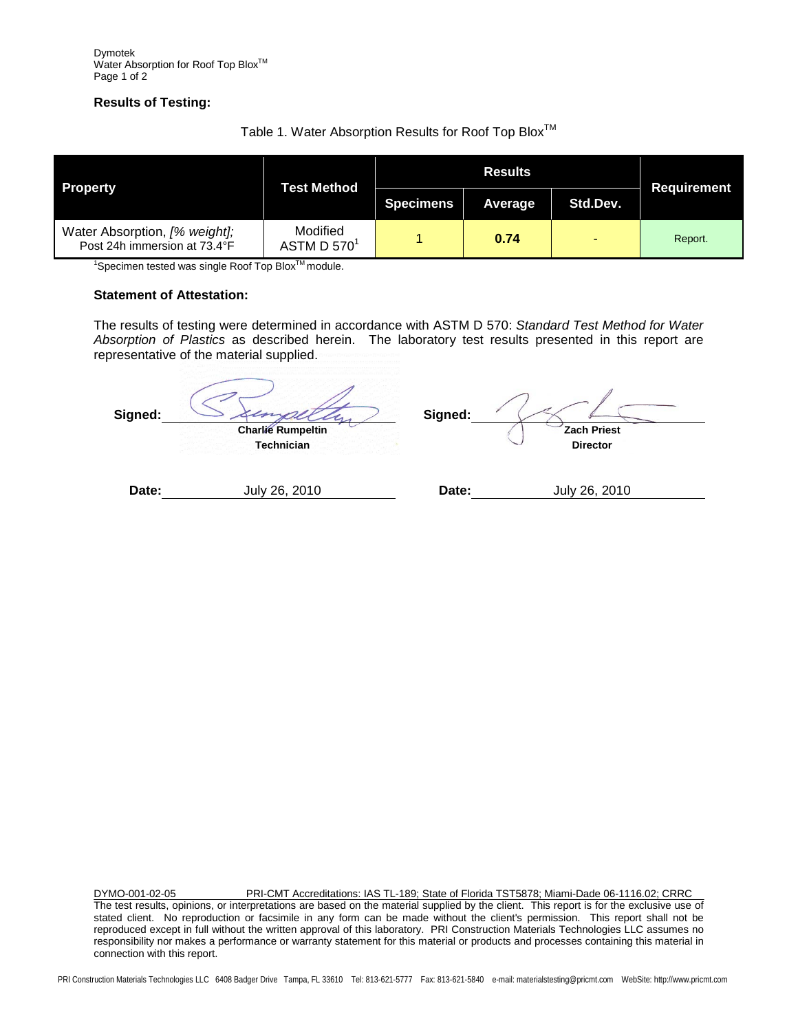## Results of Testing:

Table 1. Water Absorption Results for Roof Top Blox™

| Property | Test Method | Results | | | Requirement |
|---|---|---|---|---|---|
| | | Specimens | Average | Std.Dev. | |
| Water Absorption, *[% weight]*; Post 24h immersion at 73.4°F | Modified ASTM D 570[1] | 1 | **0.74** | - | Report. |

[1]Specimen tested was single Roof Top Blox™ module.

## Statement of Attestation:

The results of testing were determined in accordance with ASTM D 570: *Standard Test Method for Water Absorption of Plastics* as described herein. The laboratory test results presented in this report are representative of the material supplied.

**Signed:** ______________________
**Charlie Rumpeltin**
**Technician**

**Signed:** ______________________
**Zach Priest**
**Director**

**Date:** July 26, 2010

**Date:** July 26, 2010

DYMO-001-02-05 PRI-CMT Accreditations: IAS TL-189; State of Florida TST5878; Miami-Dade 06-1116.02; CRRC

The test results, opinions, or interpretations are based on the material supplied by the client. This report is for the exclusive use of stated client. No reproduction or facsimile in any form can be made without the client's permission. This report shall not be reproduced except in full without the written approval of this laboratory. PRI Construction Materials Technologies LLC assumes no responsibility nor makes a performance or warranty statement for this material or products and processes containing this material in connection with this report.

PRI Construction Materials Technologies LLC 6408 Badger Drive Tampa, FL 33610 Tel: 813-621-5777 Fax: 813-621-5840 e-mail: materialstesting@pricmt.com WebSite: http://www.pricmt.com